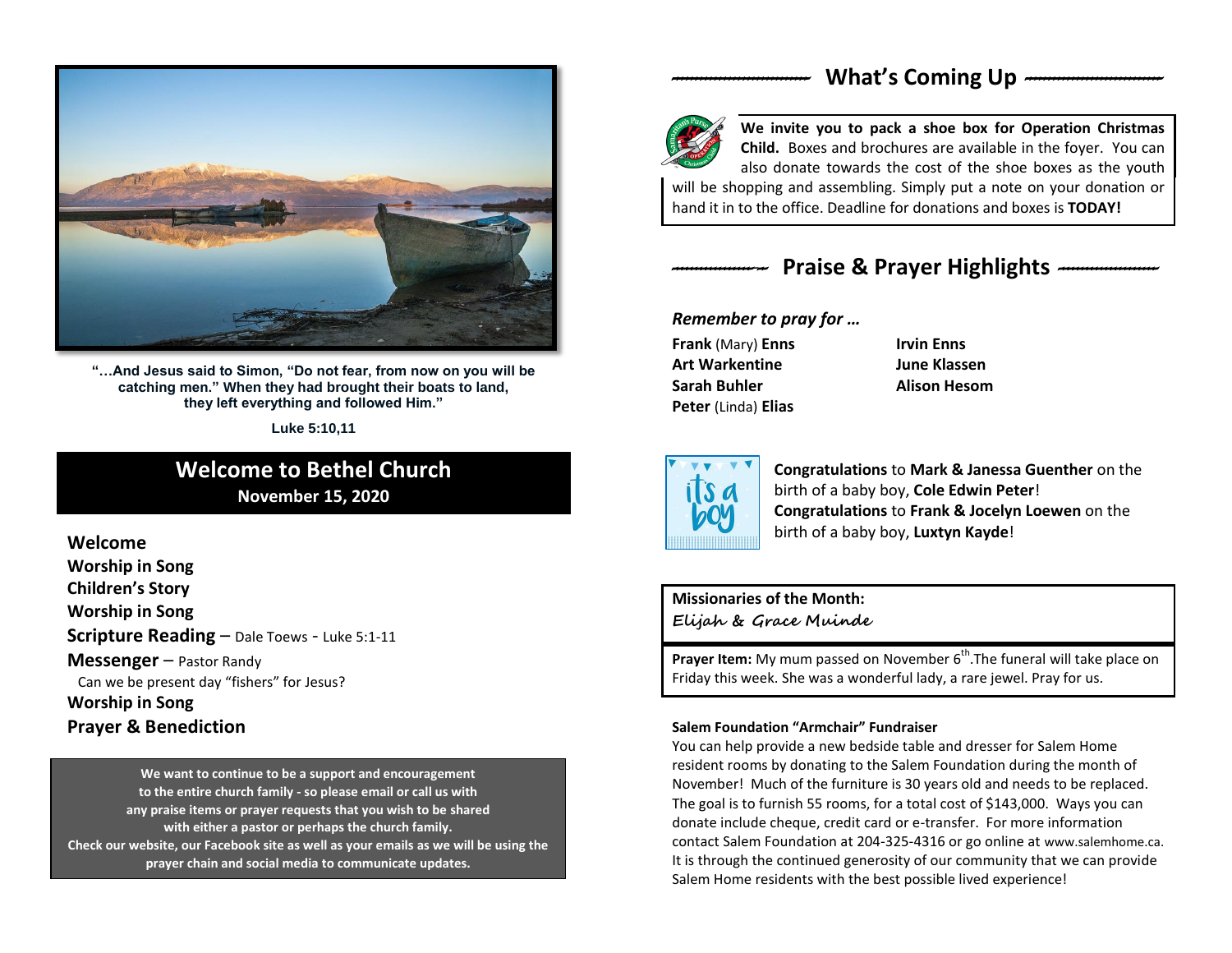"…And Jesus said to Simon, "Do not fear, from now on you will be catching men." When they had brought their boats to land, they left everything and followed Him."

Luke 5:10,11

# Welcome to Bethel Church

**November 15, 2020**

**Welcome**

**Worship in Song**

**Children's Story**

**Worship in Song**

**Scripture Reading** – Dale Toews - Luke 5:1-11

**Messenger** – Pastor Randy

Can we be present day "fishers" for Jesus?

**Worship in Song**

**Prayer & Benediction**

**We want to continue to be a support and encouragement to the entire church family - so please email or call us with any praise items or prayer requests that you wish to be shared with either a pastor or perhaps the church family. Check our website, our Facebook site as well as your emails as we will be using the prayer chain and social media to communicate updates.**

## What's Coming Up

**We invite you to pack a shoe box for Operation Christmas Child.** Boxes and brochures are available in the foyer. You can also donate towards the cost of the shoe boxes as the youth will be shopping and assembling. Simply put a note on your donation or hand it in to the office. Deadline for donations and boxes is **TODAY!**

## Praise & Prayer Highlights

*Remember to pray for …*

**Frank** (Mary) **Enns**
**Art Warkentine**
**Sarah Buhler**
**Peter** (Linda) **Elias**
**Irvin Enns**
**June Klassen**
**Alison Hesom**

**Congratulations** to **Mark & Janessa Guenther** on the birth of a baby boy, **Cole Edwin Peter**!
**Congratulations** to **Frank & Jocelyn Loewen** on the birth of a baby boy, **Luxtyn Kayde**!

**Missionaries of the Month:**
*Elijah & Grace Muinde*

**Prayer Item:** My mum passed on November 6th.The funeral will take place on Friday this week. She was a wonderful lady, a rare jewel. Pray for us.

**Salem Foundation "Armchair" Fundraiser**

You can help provide a new bedside table and dresser for Salem Home resident rooms by donating to the Salem Foundation during the month of November! Much of the furniture is 30 years old and needs to be replaced. The goal is to furnish 55 rooms, for a total cost of $143,000. Ways you can donate include cheque, credit card or e-transfer. For more information contact Salem Foundation at 204-325-4316 or go online at www.salemhome.ca. It is through the continued generosity of our community that we can provide Salem Home residents with the best possible lived experience!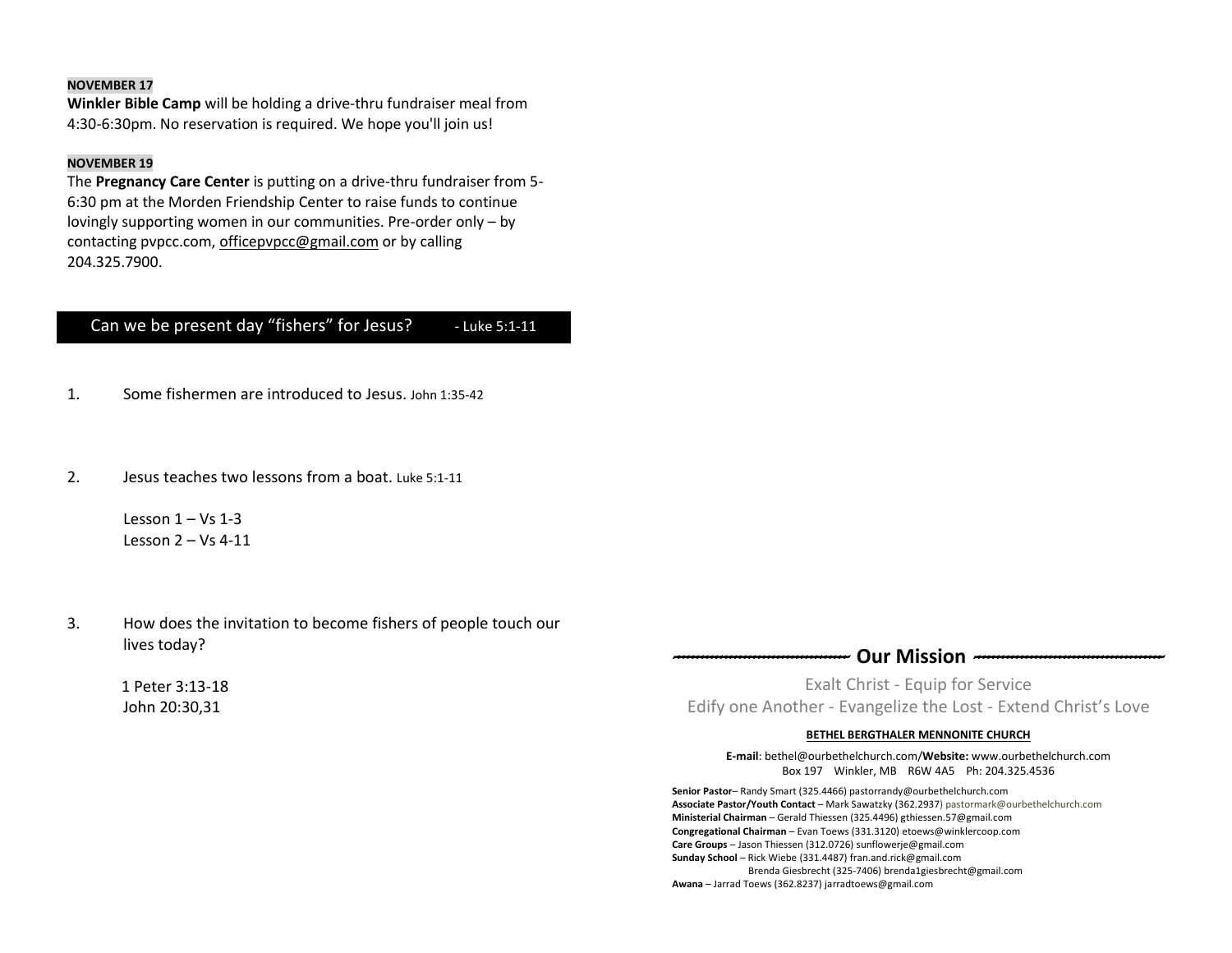**NOVEMBER 17**

**Winkler Bible Camp** will be holding a drive-thru fundraiser meal from 4:30-6:30pm. No reservation is required. We hope you'll join us!

**NOVEMBER 19**

The **Pregnancy Care Center** is putting on a drive-thru fundraiser from 5-6:30 pm at the Morden Friendship Center to raise funds to continue lovingly supporting women in our communities. Pre-order only – by contacting pvpcc.com, officepvpcc@gmail.com or by calling 204.325.7900.

## Can we be present day "fishers" for Jesus? - Luke 5:1-11

1. Some fishermen are introduced to Jesus. John 1:35-42

2. Jesus teaches two lessons from a boat. Luke 5:1-11

   Lesson 1 – Vs 1-3
   Lesson 2 – Vs 4-11

3. How does the invitation to become fishers of people touch our lives today?

   1 Peter 3:13-18
   John 20:30,31

## Our Mission

Exalt Christ - Equip for Service
Edify one Another - Evangelize the Lost - Extend Christ's Love

**BETHEL BERGTHALER MENNONITE CHURCH**

**E-mail**: bethel@ourbethelchurch.com/**Website:** www.ourbethelchurch.com
Box 197 Winkler, MB R6W 4A5 Ph: 204.325.4536

**Senior Pastor**– Randy Smart (325.4466) pastorrandy@ourbethelchurch.com
**Associate Pastor/Youth Contact** – Mark Sawatzky (362.2937) pastormark@ourbethelchurch.com
**Ministerial Chairman** – Gerald Thiessen (325.4496) gthiessen.57@gmail.com
**Congregational Chairman** – Evan Toews (331.3120) etoews@winklercoop.com
**Care Groups** – Jason Thiessen (312.0726) sunflowerje@gmail.com
**Sunday School** – Rick Wiebe (331.4487) fran.and.rick@gmail.com
Brenda Giesbrecht (325-7406) brenda1giesbrecht@gmail.com
**Awana** – Jarrad Toews (362.8237) jarradtoews@gmail.com